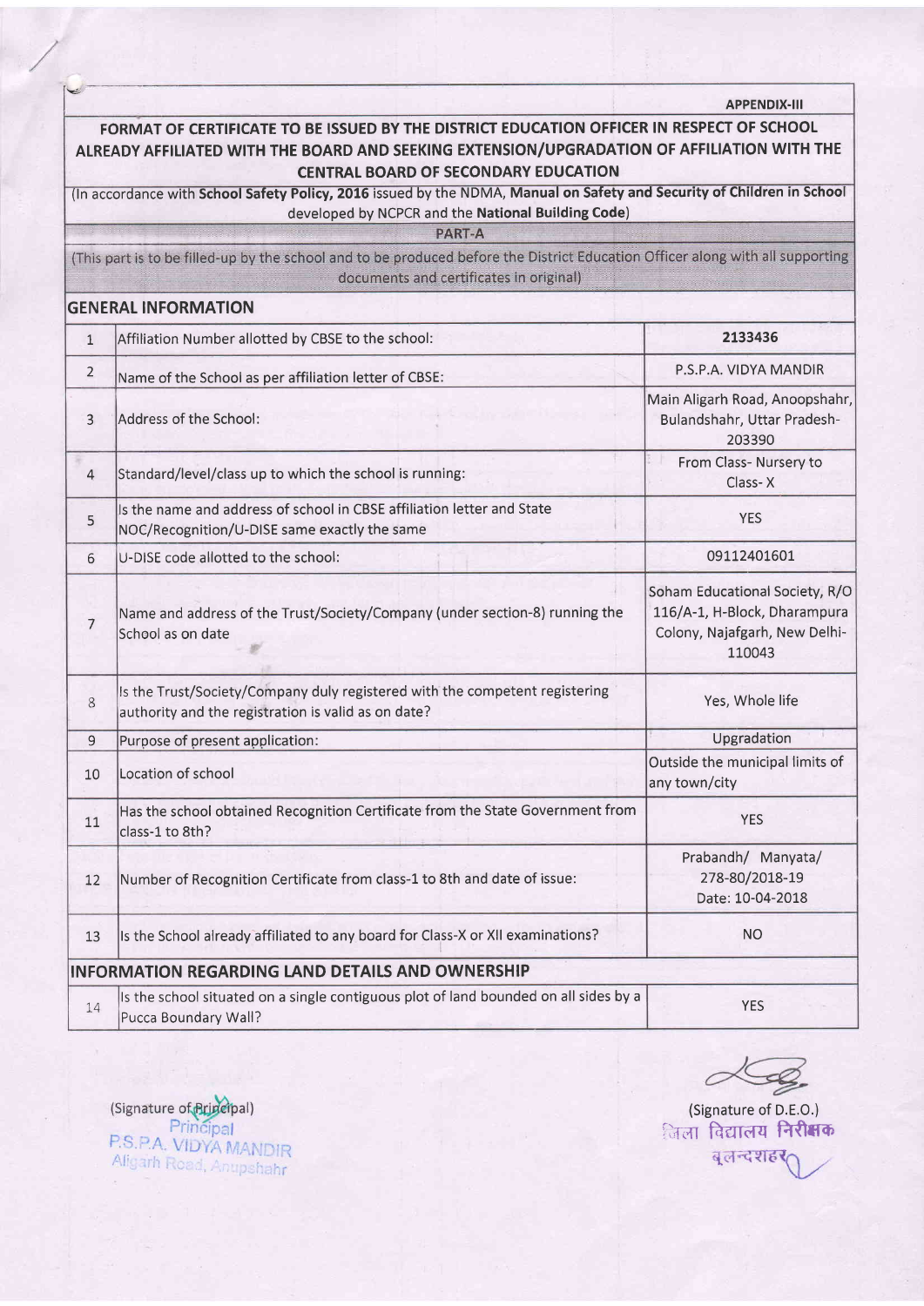APPENDIX-III

# FORMAT OF CERTIFICATE TO BE ISSUED BY THE DISTRICT EDUCATION OFFICER IN RESPECT OF SCHOOL ALREADY AFFILIATED WITH THE BOARD AND SEEKING EXTENSION/UPGRADATION OF AFFILIATION WITH THE CENTRAL BOARD OF SECONDARY EDUCATION

(In accordance with **School Safety Policy, 2016** issued by the NDMA, **Manual on Safety and Security of Children in School** developed by NCPCR and the **National Building Code**)

## PART-A

(This part is to be filled-up by the school and to be produced before the District Education Officer along with all supporting documents and certificates in original)

### GENERAL INFORMATION

| | | |
|---|---|---|
| 1 | Affiliation Number allotted by CBSE to the school: | **2133436** |
| 2 | Name of the School as per affiliation letter of CBSE: | P.S.P.A. VIDYA MANDIR |
| 3 | Address of the School: | Main Aligarh Road, Anoopshahr, Bulandshahr, Uttar Pradesh-203390 |
| 4 | Standard/level/class up to which the school is running: | From Class- Nursery to Class- X |
| 5 | Is the name and address of school in CBSE affiliation letter and State NOC/Recognition/U-DISE same exactly the same | YES |
| 6 | U-DISE code allotted to the school: | 09112401601 |
| 7 | Name and address of the Trust/Society/Company (under section-8) running the School as on date | Soham Educational Society, R/O 116/A-1, H-Block, Dharampura Colony, Najafgarh, New Delhi-110043 |
| 8 | Is the Trust/Society/Company duly registered with the competent registering authority and the registration is valid as on date? | Yes, Whole life |
| 9 | Purpose of present application: | Upgradation |
| 10 | Location of school | Outside the municipal limits of any town/city |
| 11 | Has the school obtained Recognition Certificate from the State Government from class-1 to 8th? | YES |
| 12 | Number of Recognition Certificate from class-1 to 8th and date of issue: | Prabandh/ Manyata/ 278-80/2018-19 Date: 10-04-2018 |
| 13 | Is the School already affiliated to any board for Class-X or XII examinations? | NO |

### INFORMATION REGARDING LAND DETAILS AND OWNERSHIP

| | | |
|---|---|---|
| 14 | Is the school situated on a single contiguous plot of land bounded on all sides by a Pucca Boundary Wall? | YES |

(Signature of Principal)
Principal
P.S.P.A. VIDYA MANDIR
Aligarh Road, Anupshahr

(Signature of D.E.O.)
जिला विद्यालय निरीक्षक
बुलन्दशहर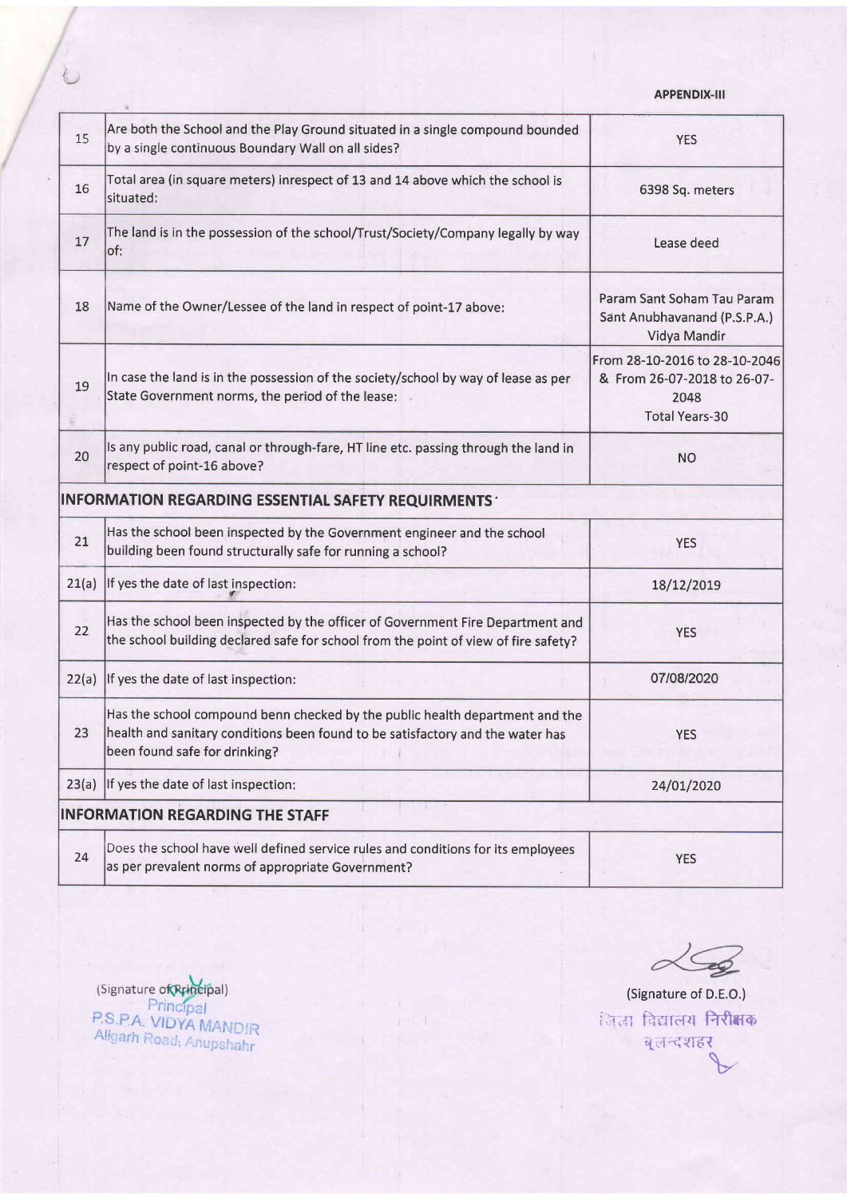APPENDIX-III

| 15 | Are both the School and the Play Ground situated in a single compound bounded by a single continuous Boundary Wall on all sides? | YES |
|---|---|---|
| 16 | Total area (in square meters) inrespect of 13 and 14 above which the school is situated: | 6398 Sq. meters |
| 17 | The land is in the possession of the school/Trust/Society/Company legally by way of: | Lease deed |
| 18 | Name of the Owner/Lessee of the land in respect of point-17 above: | Param Sant Soham Tau Param Sant Anubhavanand (P.S.P.A.) Vidya Mandir |
| 19 | In case the land is in the possession of the society/school by way of lease as per State Government norms, the period of the lease: | From 28-10-2016 to 28-10-2046 & From 26-07-2018 to 26-07-2048 Total Years-30 |
| 20 | Is any public road, canal or through-fare, HT line etc. passing through the land in respect of point-16 above? | NO |
| **INFORMATION REGARDING ESSENTIAL SAFETY REQUIRMENTS** | | |
| 21 | Has the school been inspected by the Government engineer and the school building been found structurally safe for running a school? | YES |
| 21(a) | If yes the date of last inspection: | 18/12/2019 |
| 22 | Has the school been inspected by the officer of Government Fire Department and the school building declared safe for school from the point of view of fire safety? | YES |
| 22(a) | If yes the date of last inspection: | 07/08/2020 |
| 23 | Has the school compound benn checked by the public health department and the health and sanitary conditions been found to be satisfactory and the water has been found safe for drinking? | YES |
| 23(a) | If yes the date of last inspection: | 24/01/2020 |
| **INFORMATION REGARDING THE STAFF** | | |
| 24 | Does the school have well defined service rules and conditions for its employees as per prevalent norms of appropriate Government? | YES |

(Signature of Principal)
Principal
P.S.P.A. VIDYA MANDIR
Aligarh Road, Anupshahr

(Signature of D.E.O.)
जिला विद्यालय निरीक्षक
बुलन्दशहर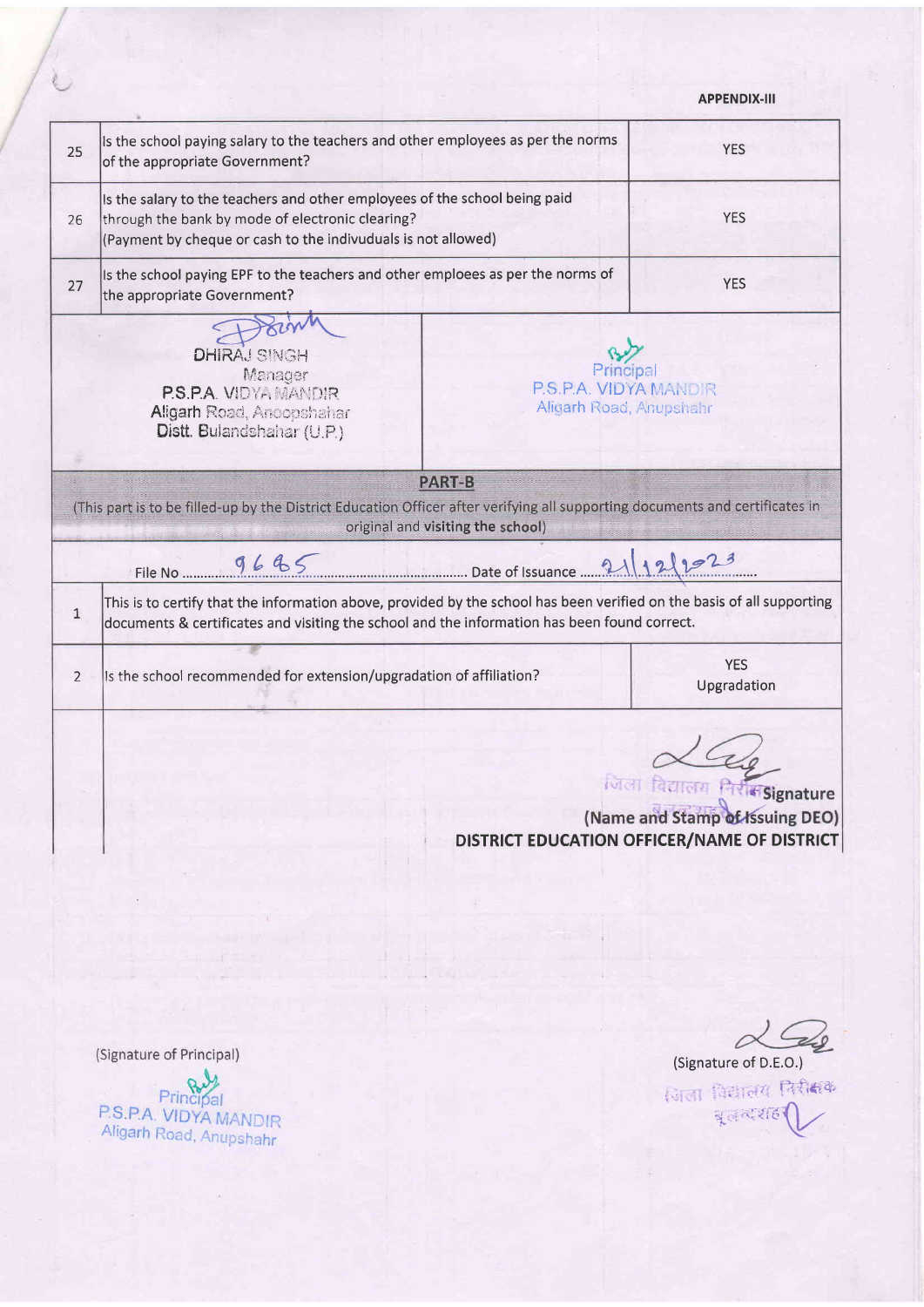**APPENDIX-III**

| | | |
|---|---|---|
| 25 | Is the school paying salary to the teachers and other employees as per the norms of the appropriate Government? | YES |
| 26 | Is the salary to the teachers and other employees of the school being paid through the bank by mode of electronic clearing? (Payment by cheque or cash to the indivuduals is not allowed) | YES |
| 27 | Is the school paying EPF to the teachers and other emploees as per the norms of the appropriate Government? | YES |

DHIRAJ SINGH
Manager
P.S.P.A. VIDYA MANDIR
Aligarh Road, Anoopshahar
Distt. Bulandshahar (U.P.)

Principal
P.S.P.A. VIDYA MANDIR
Aligarh Road, Anupshahr

## PART-B

(This part is to be filled-up by the District Education Officer after verifying all supporting documents and certificates in original and visiting the school)

File No ........9645........ Date of Issuance ....21/12/2023....

| | | |
|---|---|---|
| 1 | This is to certify that the information above, provided by the school has been verified on the basis of all supporting documents & certificates and visiting the school and the information has been found correct. | |
| 2 | Is the school recommended for extension/upgradation of affiliation? | YES Upgradation |

जिला विद्यालय निरीक्षक
बुलन्दशहर
Signature
(Name and Stamp of Issuing DEO)
DISTRICT EDUCATION OFFICER/NAME OF DISTRICT

(Signature of Principal)

Principal
P.S.P.A. VIDYA MANDIR
Aligarh Road, Anupshahr

(Signature of D.E.O.)
जिला विद्यालय निरीक्षक
बुलन्दशहर